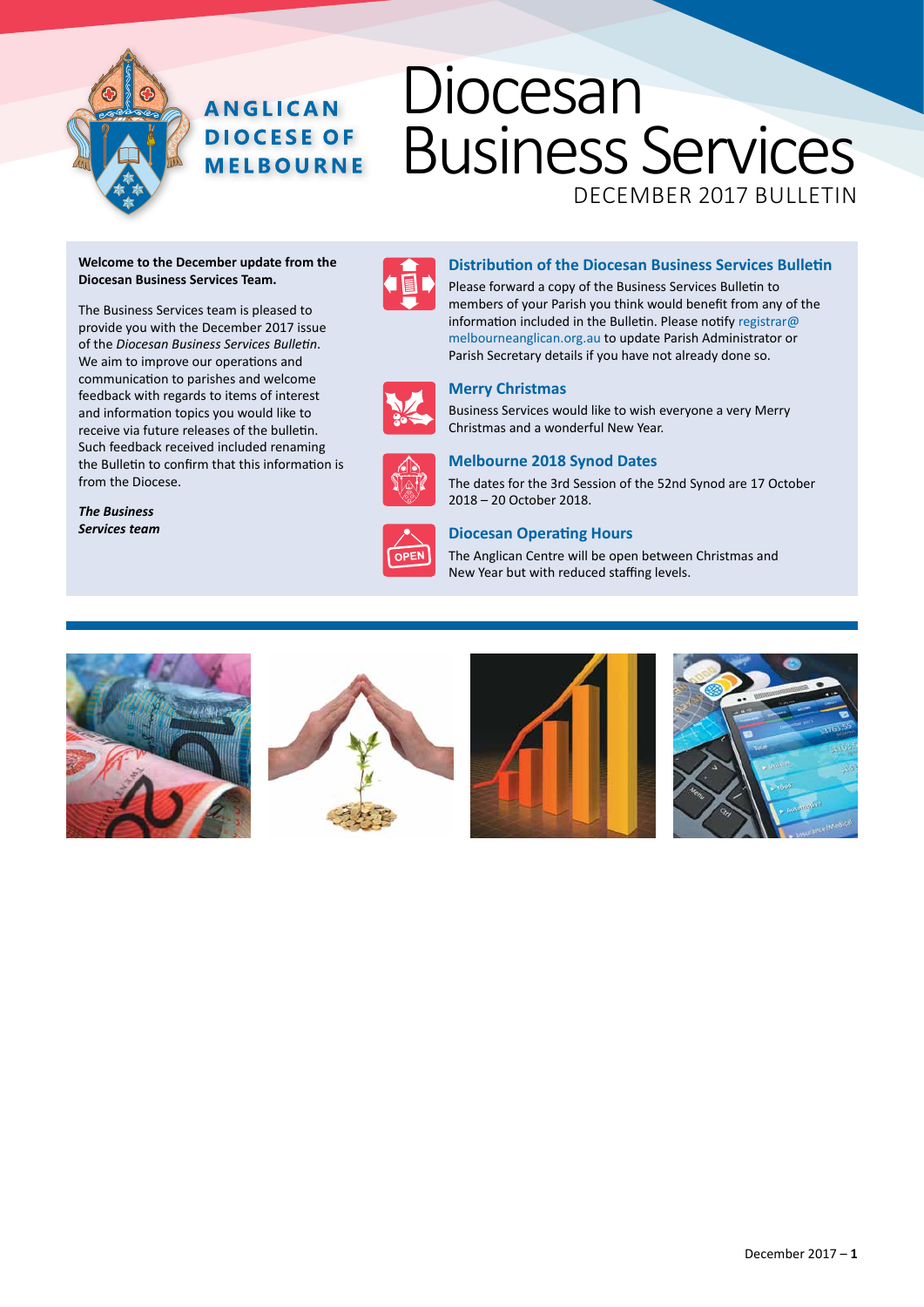ANGLICAN DIOCESE OF MELBOURNE

# Diocesan Business Services

DECEMBER 2017 BULLETIN

**Welcome to the December update from the Diocesan Business Services Team.**

The Business Services team is pleased to provide you with the December 2017 issue of the *Diocesan Business Services Bulletin*. We aim to improve our operations and communication to parishes and welcome feedback with regards to items of interest and information topics you would like to receive via future releases of the bulletin. Such feedback received included renaming the Bulletin to confirm that this information is from the Diocese.

***The Business Services team***

## Distribution of the Diocesan Business Services Bulletin

Please forward a copy of the Business Services Bulletin to members of your Parish you think would benefit from any of the information included in the Bulletin. Please notify registrar@melbourneanglican.org.au to update Parish Administrator or Parish Secretary details if you have not already done so.

## Merry Christmas

Business Services would like to wish everyone a very Merry Christmas and a wonderful New Year.

## Melbourne 2018 Synod Dates

The dates for the 3rd Session of the 52nd Synod are 17 October 2018 – 20 October 2018.

## Diocesan Operating Hours

The Anglican Centre will be open between Christmas and New Year but with reduced staffing levels.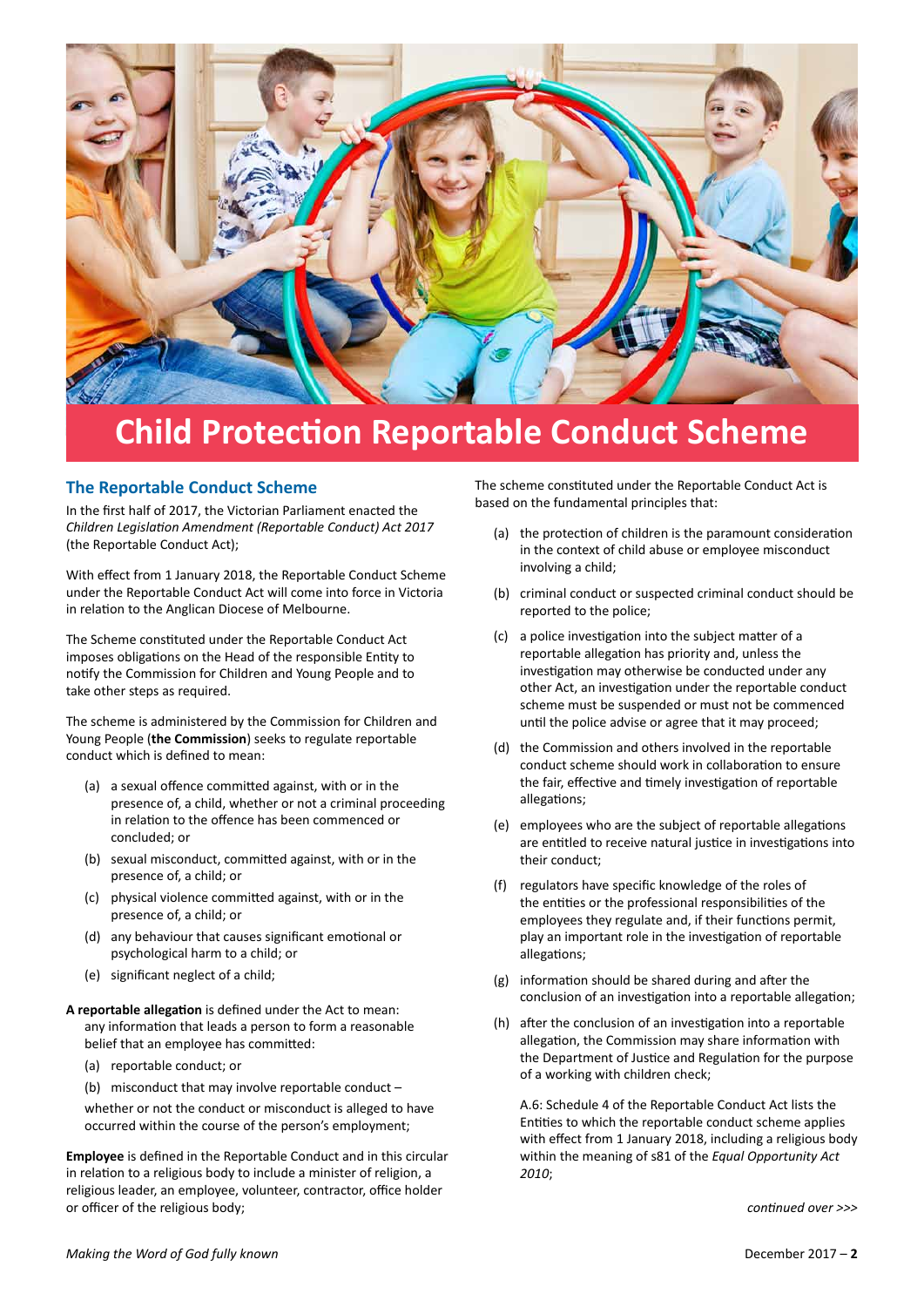// Child Protection Reportable Conduct Scheme

# Child Protection Reportable Conduct Scheme

## The Reportable Conduct Scheme

In the first half of 2017, the Victorian Parliament enacted the *Children Legislation Amendment (Reportable Conduct) Act 2017* (the Reportable Conduct Act);

With effect from 1 January 2018, the Reportable Conduct Scheme under the Reportable Conduct Act will come into force in Victoria in relation to the Anglican Diocese of Melbourne.

The Scheme constituted under the Reportable Conduct Act imposes obligations on the Head of the responsible Entity to notify the Commission for Children and Young People and to take other steps as required.

The scheme is administered by the Commission for Children and Young People (**the Commission**) seeks to regulate reportable conduct which is defined to mean:

(a) a sexual offence committed against, with or in the presence of, a child, whether or not a criminal proceeding in relation to the offence has been commenced or concluded; or

(b) sexual misconduct, committed against, with or in the presence of, a child; or

(c) physical violence committed against, with or in the presence of, a child; or

(d) any behaviour that causes significant emotional or psychological harm to a child; or

(e) significant neglect of a child;

**A reportable allegation** is defined under the Act to mean:
any information that leads a person to form a reasonable belief that an employee has committed:

(a) reportable conduct; or

(b) misconduct that may involve reportable conduct –

whether or not the conduct or misconduct is alleged to have occurred within the course of the person's employment;

**Employee** is defined in the Reportable Conduct and in this circular in relation to a religious body to include a minister of religion, a religious leader, an employee, volunteer, contractor, office holder or officer of the religious body;

The scheme constituted under the Reportable Conduct Act is based on the fundamental principles that:

(a) the protection of children is the paramount consideration in the context of child abuse or employee misconduct involving a child;

(b) criminal conduct or suspected criminal conduct should be reported to the police;

(c) a police investigation into the subject matter of a reportable allegation has priority and, unless the investigation may otherwise be conducted under any other Act, an investigation under the reportable conduct scheme must be suspended or must not be commenced until the police advise or agree that it may proceed;

(d) the Commission and others involved in the reportable conduct scheme should work in collaboration to ensure the fair, effective and timely investigation of reportable allegations;

(e) employees who are the subject of reportable allegations are entitled to receive natural justice in investigations into their conduct;

(f) regulators have specific knowledge of the roles of the entities or the professional responsibilities of the employees they regulate and, if their functions permit, play an important role in the investigation of reportable allegations;

(g) information should be shared during and after the conclusion of an investigation into a reportable allegation;

(h) after the conclusion of an investigation into a reportable allegation, the Commission may share information with the Department of Justice and Regulation for the purpose of a working with children check;

A.6: Schedule 4 of the Reportable Conduct Act lists the Entities to which the reportable conduct scheme applies with effect from 1 January 2018, including a religious body within the meaning of s81 of the *Equal Opportunity Act 2010*;

*continued over >>>*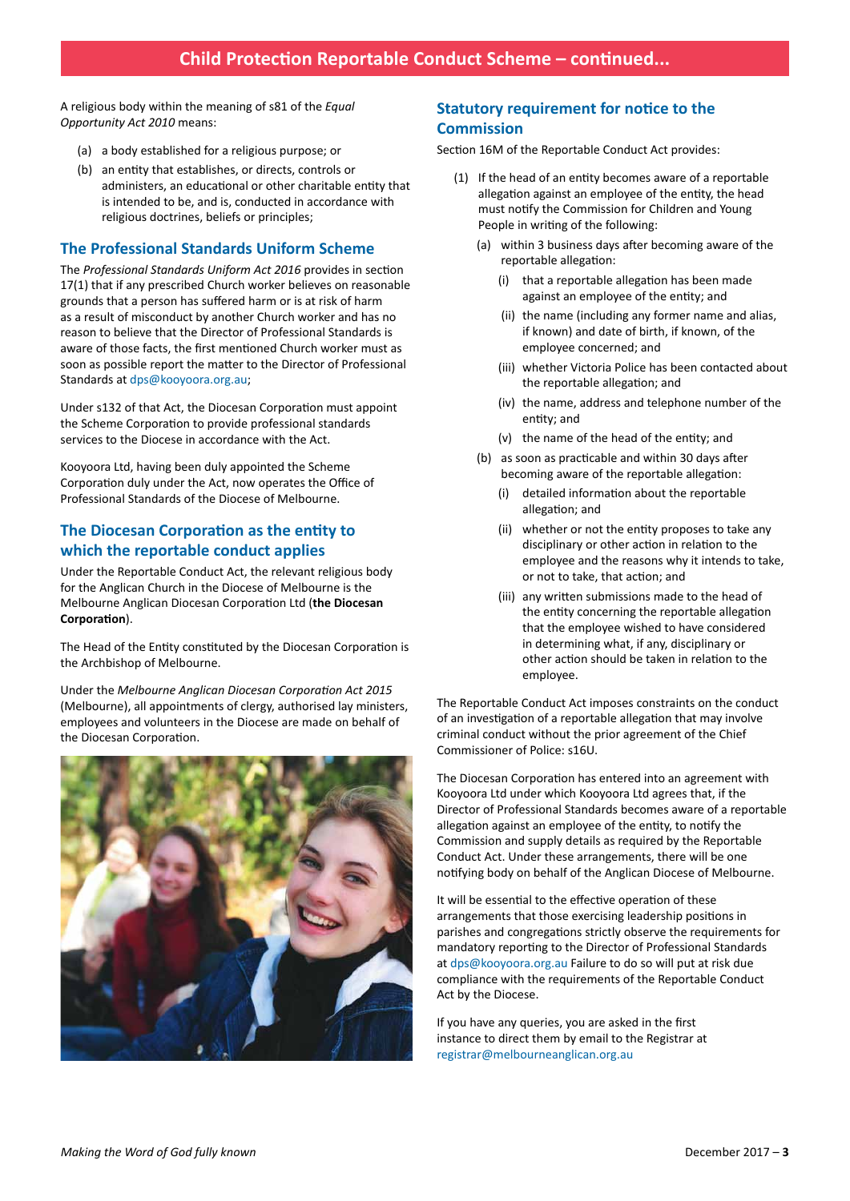## Child Protection Reportable Conduct Scheme – continued...

A religious body within the meaning of s81 of the *Equal Opportunity Act 2010* means:

(a) a body established for a religious purpose; or

(b) an entity that establishes, or directs, controls or administers, an educational or other charitable entity that is intended to be, and is, conducted in accordance with religious doctrines, beliefs or principles;

### The Professional Standards Uniform Scheme

The *Professional Standards Uniform Act 2016* provides in section 17(1) that if any prescribed Church worker believes on reasonable grounds that a person has suffered harm or is at risk of harm as a result of misconduct by another Church worker and has no reason to believe that the Director of Professional Standards is aware of those facts, the first mentioned Church worker must as soon as possible report the matter to the Director of Professional Standards at dps@kooyoora.org.au;

Under s132 of that Act, the Diocesan Corporation must appoint the Scheme Corporation to provide professional standards services to the Diocese in accordance with the Act.

Kooyoora Ltd, having been duly appointed the Scheme Corporation duly under the Act, now operates the Office of Professional Standards of the Diocese of Melbourne.

### The Diocesan Corporation as the entity to which the reportable conduct applies

Under the Reportable Conduct Act, the relevant religious body for the Anglican Church in the Diocese of Melbourne is the Melbourne Anglican Diocesan Corporation Ltd (**the Diocesan Corporation**).

The Head of the Entity constituted by the Diocesan Corporation is the Archbishop of Melbourne.

Under the *Melbourne Anglican Diocesan Corporation Act 2015* (Melbourne), all appointments of clergy, authorised lay ministers, employees and volunteers in the Diocese are made on behalf of the Diocesan Corporation.

### Statutory requirement for notice to the Commission

Section 16M of the Reportable Conduct Act provides:

(1) If the head of an entity becomes aware of a reportable allegation against an employee of the entity, the head must notify the Commission for Children and Young People in writing of the following:

  (a) within 3 business days after becoming aware of the reportable allegation:

    (i) that a reportable allegation has been made against an employee of the entity; and

    (ii) the name (including any former name and alias, if known) and date of birth, if known, of the employee concerned; and

    (iii) whether Victoria Police has been contacted about the reportable allegation; and

    (iv) the name, address and telephone number of the entity; and

    (v) the name of the head of the entity; and

  (b) as soon as practicable and within 30 days after becoming aware of the reportable allegation:

    (i) detailed information about the reportable allegation; and

    (ii) whether or not the entity proposes to take any disciplinary or other action in relation to the employee and the reasons why it intends to take, or not to take, that action; and

    (iii) any written submissions made to the head of the entity concerning the reportable allegation that the employee wished to have considered in determining what, if any, disciplinary or other action should be taken in relation to the employee.

The Reportable Conduct Act imposes constraints on the conduct of an investigation of a reportable allegation that may involve criminal conduct without the prior agreement of the Chief Commissioner of Police: s16U.

The Diocesan Corporation has entered into an agreement with Kooyoora Ltd under which Kooyoora Ltd agrees that, if the Director of Professional Standards becomes aware of a reportable allegation against an employee of the entity, to notify the Commission and supply details as required by the Reportable Conduct Act. Under these arrangements, there will be one notifying body on behalf of the Anglican Diocese of Melbourne.

It will be essential to the effective operation of these arrangements that those exercising leadership positions in parishes and congregations strictly observe the requirements for mandatory reporting to the Director of Professional Standards at dps@kooyoora.org.au Failure to do so will put at risk due compliance with the requirements of the Reportable Conduct Act by the Diocese.

If you have any queries, you are asked in the first instance to direct them by email to the Registrar at registrar@melbourneanglican.org.au